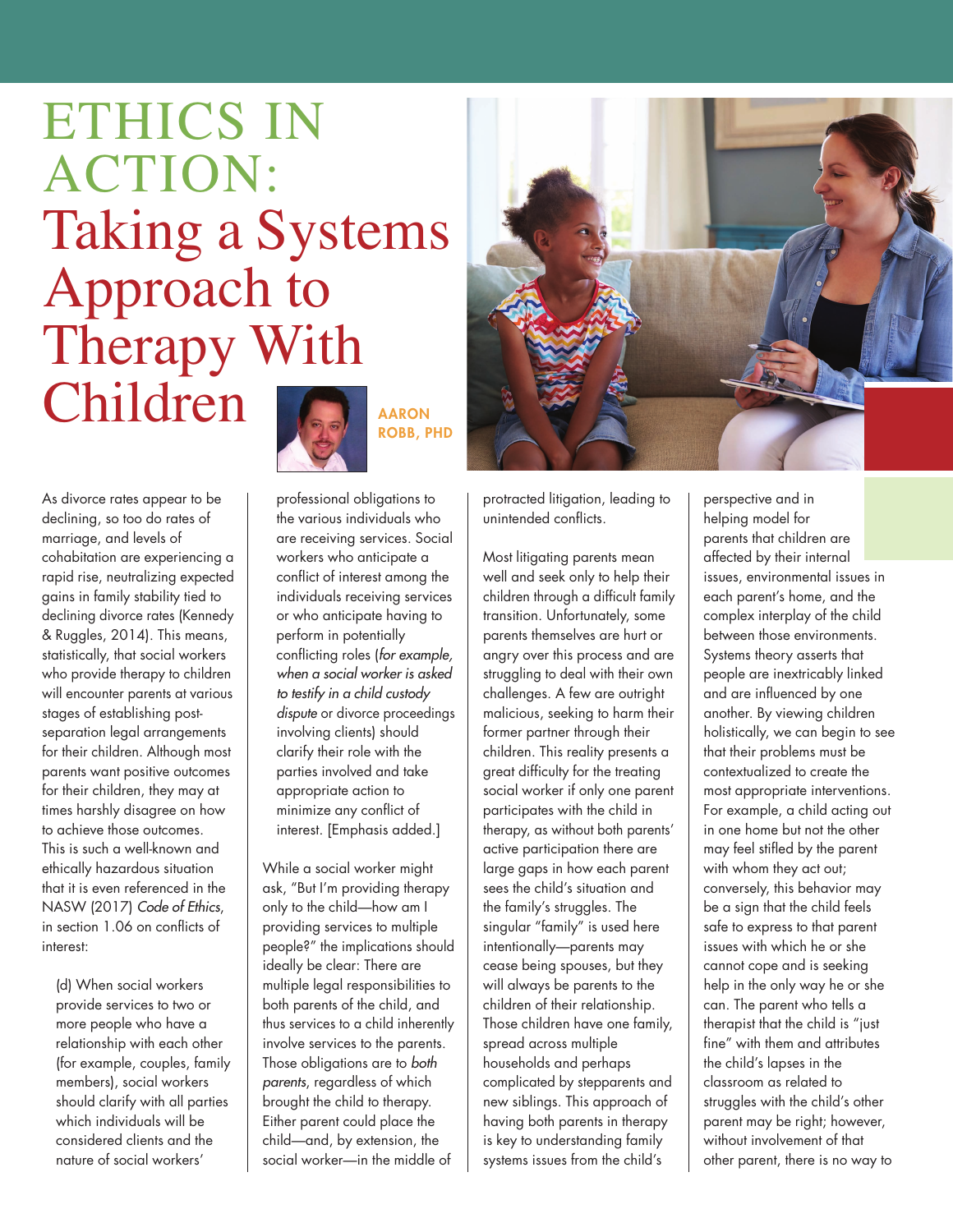# ETHICS IN ACTION: Taking a Systems Approach to Therapy With Children

**AARON ROBB, PHD**

As divorce rates appear to be declining, so too do rates of marriage, and levels of cohabitation are experiencing a rapid rise, neutralizing expected gains in family stability tied to declining divorce rates (Kennedy & Ruggles, 2014). This means, statistically, that social workers who provide therapy to children will encounter parents at various stages of establishing post-separation legal arrangements for their children. Although most parents want positive outcomes for their children, they may at times harshly disagree on how to achieve those outcomes. This is such a well-known and ethically hazardous situation that it is even referenced in the NASW (2017) *Code of Ethics*, in section 1.06 on conflicts of interest:

> (d) When social workers provide services to two or more people who have a relationship with each other (for example, couples, family members), social workers should clarify with all parties which individuals will be considered clients and the nature of social workers' professional obligations to the various individuals who are receiving services. Social workers who anticipate a conflict of interest among the individuals receiving services or who anticipate having to perform in potentially conflicting roles (*for example, when a social worker is asked to testify in a child custody dispute* or divorce proceedings involving clients) should clarify their role with the parties involved and take appropriate action to minimize any conflict of interest. [Emphasis added.]

While a social worker might ask, "But I'm providing therapy only to the child—how am I providing services to multiple people?" the implications should ideally be clear: There are multiple legal responsibilities to both parents of the child, and thus services to a child inherently involve services to the parents. Those obligations are to *both parents*, regardless of which brought the child to therapy. Either parent could place the child—and, by extension, the social worker—in the middle of protracted litigation, leading to unintended conflicts.

Most litigating parents mean well and seek only to help their children through a difficult family transition. Unfortunately, some parents themselves are hurt or angry over this process and are struggling to deal with their own challenges. A few are outright malicious, seeking to harm their former partner through their children. This reality presents a great difficulty for the treating social worker if only one parent participates with the child in therapy, as without both parents' active participation there are large gaps in how each parent sees the child's situation and the family's struggles. The singular "family" is used here intentionally—parents may cease being spouses, but they will always be parents to the children of their relationship. Those children have one family, spread across multiple households and perhaps complicated by stepparents and new siblings. This approach of having both parents in therapy is key to understanding family systems issues from the child's perspective and in helping model for parents that children are affected by their internal issues, environmental issues in each parent's home, and the complex interplay of the child between those environments. Systems theory asserts that people are inextricably linked and are influenced by one another. By viewing children holistically, we can begin to see that their problems must be contextualized to create the most appropriate interventions. For example, a child acting out in one home but not the other may feel stifled by the parent with whom they act out; conversely, this behavior may be a sign that the child feels safe to express to that parent issues with which he or she cannot cope and is seeking help in the only way he or she can. The parent who tells a therapist that the child is "just fine" with them and attributes the child's lapses in the classroom as related to struggles with the child's other parent may be right; however, without involvement of that other parent, there is no way to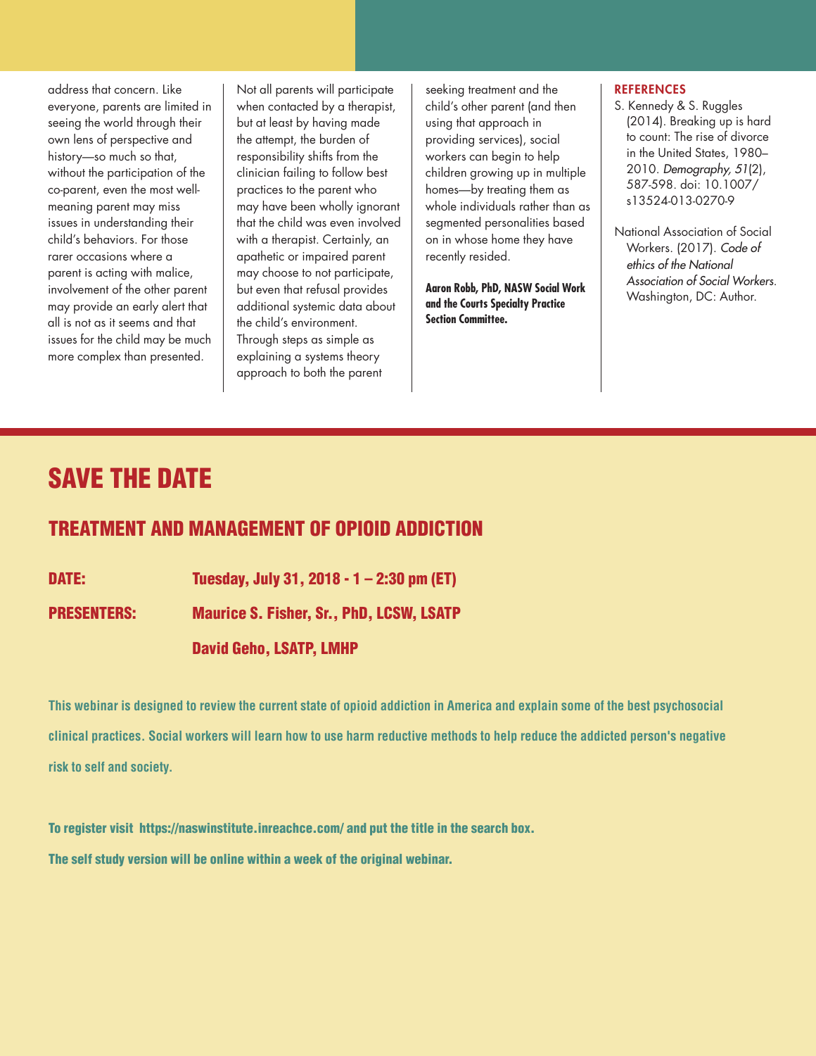address that concern. Like everyone, parents are limited in seeing the world through their own lens of perspective and history—so much so that, without the participation of the co-parent, even the most well-meaning parent may miss issues in understanding their child's behaviors. For those rarer occasions where a parent is acting with malice, involvement of the other parent may provide an early alert that all is not as it seems and that issues for the child may be much more complex than presented.

Not all parents will participate when contacted by a therapist, but at least by having made the attempt, the burden of responsibility shifts from the clinician failing to follow best practices to the parent who may have been wholly ignorant that the child was even involved with a therapist. Certainly, an apathetic or impaired parent may choose to not participate, but even that refusal provides additional systemic data about the child's environment. Through steps as simple as explaining a systems theory approach to both the parent seeking treatment and the child's other parent (and then using that approach in providing services), social workers can begin to help children growing up in multiple homes—by treating them as whole individuals rather than as segmented personalities based on in whose home they have recently resided.

**Aaron Robb, PhD, NASW Social Work and the Courts Specialty Practice Section Committee.**

## REFERENCES

S. Kennedy & S. Ruggles (2014). Breaking up is hard to count: The rise of divorce in the United States, 1980–2010. *Demography, 51*(2), 587-598. doi: 10.1007/s13524-013-0270-9

National Association of Social Workers. (2017). *Code of ethics of the National Association of Social Workers*. Washington, DC: Author.

# SAVE THE DATE

## TREATMENT AND MANAGEMENT OF OPIOID ADDICTION

**DATE:** Tuesday, July 31, 2018 - 1 – 2:30 pm (ET)

**PRESENTERS:** Maurice S. Fisher, Sr., PhD, LCSW, LSATP

David Geho, LSATP, LMHP

**This webinar is designed to review the current state of opioid addiction in America and explain some of the best psychosocial clinical practices. Social workers will learn how to use harm reductive methods to help reduce the addicted person's negative risk to self and society.**

**To register visit https://naswinstitute.inreachce.com/ and put the title in the search box.**

**The self study version will be online within a week of the original webinar.**